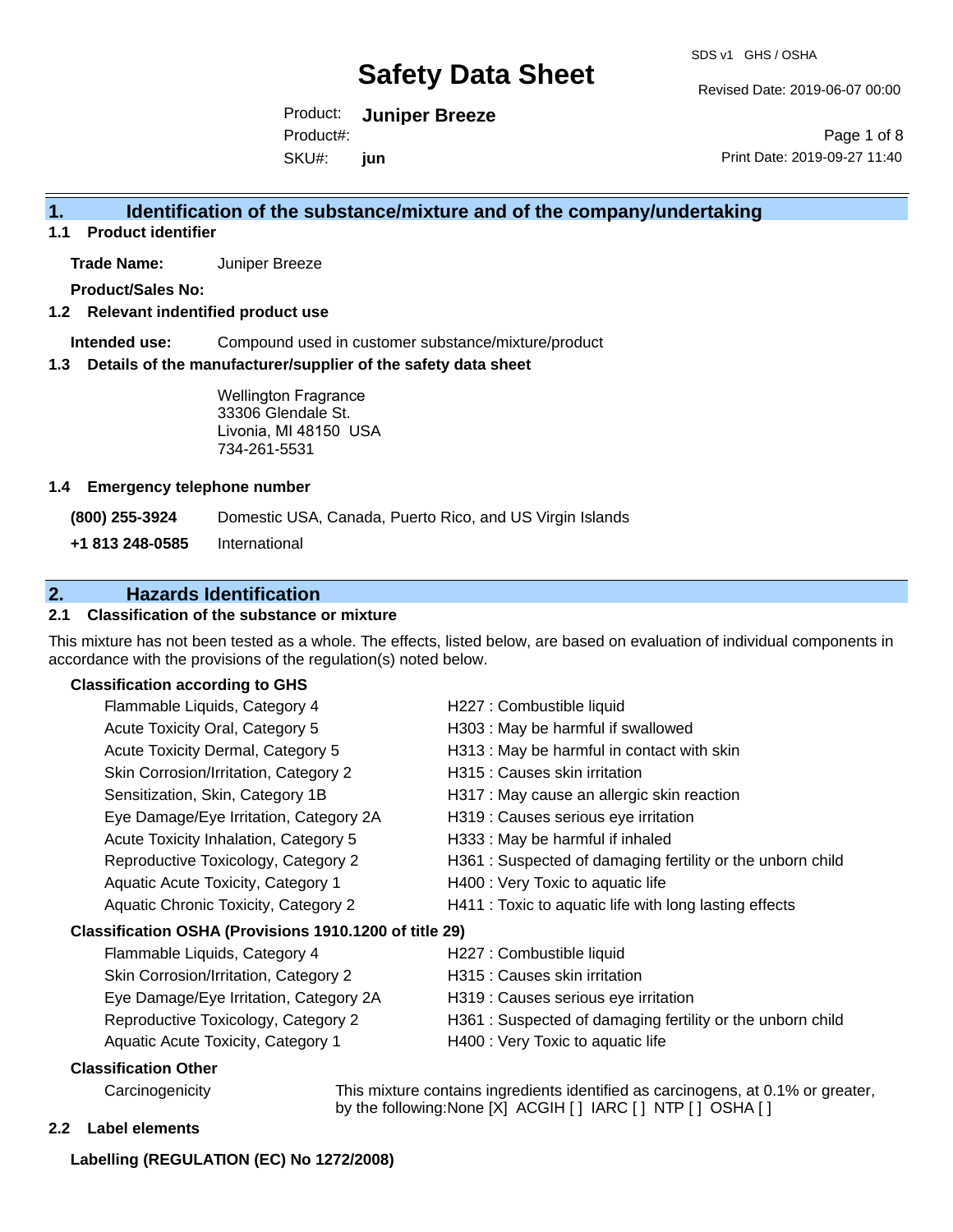# Safety Data Sheet

SDS v1 GHS / OSHA

Revised Date: 2019-06-07 00:00

Product: **Juniper Breeze**

Product#:

SKU#: **jun**

Print Date: 2019-09-27 11:40

## 1. Identification of the substance/mixture and of the company/undertaking

### 1.1 Product identifier

**Trade Name:** Juniper Breeze

**Product/Sales No:**

### 1.2 Relevant identified product use

**Intended use:** Compound used in customer substance/mixture/product

### 1.3 Details of the manufacturer/supplier of the safety data sheet

Wellington Fragrance
33306 Glendale St.
Livonia, MI 48150 USA
734-261-5531

### 1.4 Emergency telephone number

**(800) 255-3924** Domestic USA, Canada, Puerto Rico, and US Virgin Islands

**+1 813 248-0585** International

## 2. Hazards Identification

### 2.1 Classification of the substance or mixture

This mixture has not been tested as a whole. The effects, listed below, are based on evaluation of individual components in accordance with the provisions of the regulation(s) noted below.

**Classification according to GHS**

| | |
|---|---|
| Flammable Liquids, Category 4 | H227 : Combustible liquid |
| Acute Toxicity Oral, Category 5 | H303 : May be harmful if swallowed |
| Acute Toxicity Dermal, Category 5 | H313 : May be harmful in contact with skin |
| Skin Corrosion/Irritation, Category 2 | H315 : Causes skin irritation |
| Sensitization, Skin, Category 1B | H317 : May cause an allergic skin reaction |
| Eye Damage/Eye Irritation, Category 2A | H319 : Causes serious eye irritation |
| Acute Toxicity Inhalation, Category 5 | H333 : May be harmful if inhaled |
| Reproductive Toxicology, Category 2 | H361 : Suspected of damaging fertility or the unborn child |
| Aquatic Acute Toxicity, Category 1 | H400 : Very Toxic to aquatic life |
| Aquatic Chronic Toxicity, Category 2 | H411 : Toxic to aquatic life with long lasting effects |

**Classification OSHA (Provisions 1910.1200 of title 29)**

| | |
|---|---|
| Flammable Liquids, Category 4 | H227 : Combustible liquid |
| Skin Corrosion/Irritation, Category 2 | H315 : Causes skin irritation |
| Eye Damage/Eye Irritation, Category 2A | H319 : Causes serious eye irritation |
| Reproductive Toxicology, Category 2 | H361 : Suspected of damaging fertility or the unborn child |
| Aquatic Acute Toxicity, Category 1 | H400 : Very Toxic to aquatic life |

**Classification Other**

Carcinogenicity — This mixture contains ingredients identified as carcinogens, at 0.1% or greater, by the following:None [X] ACGIH [ ] IARC [ ] NTP [ ] OSHA [ ]

### 2.2 Label elements

**Labelling (REGULATION (EC) No 1272/2008)**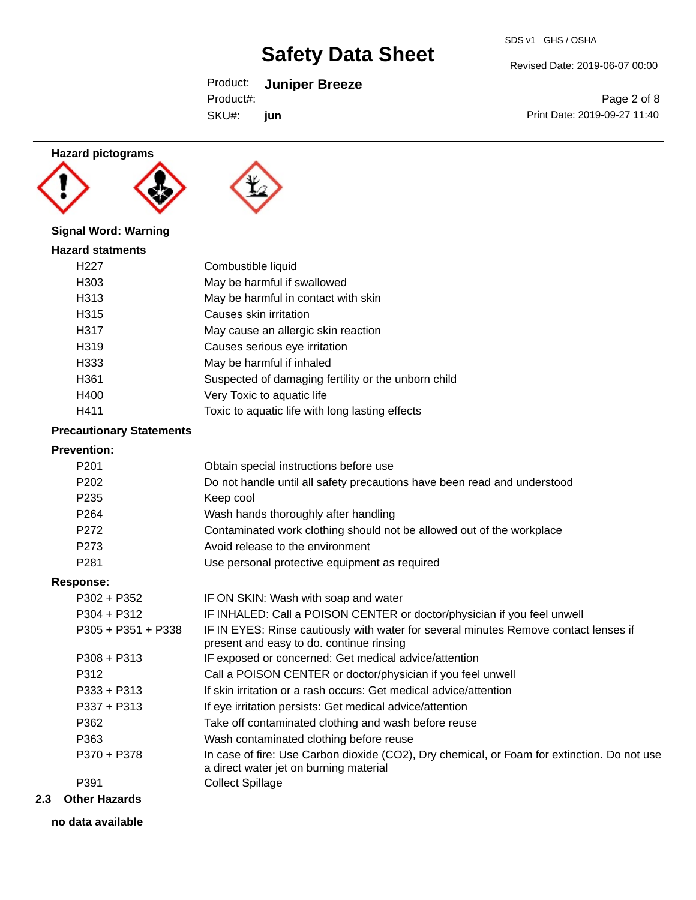**Hazard pictograms**

**Signal Word: Warning**

**Hazard statments**

| | |
|---|---|
| H227 | Combustible liquid |
| H303 | May be harmful if swallowed |
| H313 | May be harmful in contact with skin |
| H315 | Causes skin irritation |
| H317 | May cause an allergic skin reaction |
| H319 | Causes serious eye irritation |
| H333 | May be harmful if inhaled |
| H361 | Suspected of damaging fertility or the unborn child |
| H400 | Very Toxic to aquatic life |
| H411 | Toxic to aquatic life with long lasting effects |

**Precautionary Statements**

**Prevention:**

| | |
|---|---|
| P201 | Obtain special instructions before use |
| P202 | Do not handle until all safety precautions have been read and understood |
| P235 | Keep cool |
| P264 | Wash hands thoroughly after handling |
| P272 | Contaminated work clothing should not be allowed out of the workplace |
| P273 | Avoid release to the environment |
| P281 | Use personal protective equipment as required |

**Response:**

| | |
|---|---|
| P302 + P352 | IF ON SKIN: Wash with soap and water |
| P304 + P312 | IF INHALED: Call a POISON CENTER or doctor/physician if you feel unwell |
| P305 + P351 + P338 | IF IN EYES: Rinse cautiously with water for several minutes Remove contact lenses if present and easy to do. continue rinsing |
| P308 + P313 | IF exposed or concerned: Get medical advice/attention |
| P312 | Call a POISON CENTER or doctor/physician if you feel unwell |
| P333 + P313 | If skin irritation or a rash occurs: Get medical advice/attention |
| P337 + P313 | If eye irritation persists: Get medical advice/attention |
| P362 | Take off contaminated clothing and wash before reuse |
| P363 | Wash contaminated clothing before reuse |
| P370 + P378 | In case of fire: Use Carbon dioxide ($CO_2$), Dry chemical, or Foam for extinction. Do not use a direct water jet on burning material |
| P391 | Collect Spillage |

## 2.3 Other Hazards

**no data available**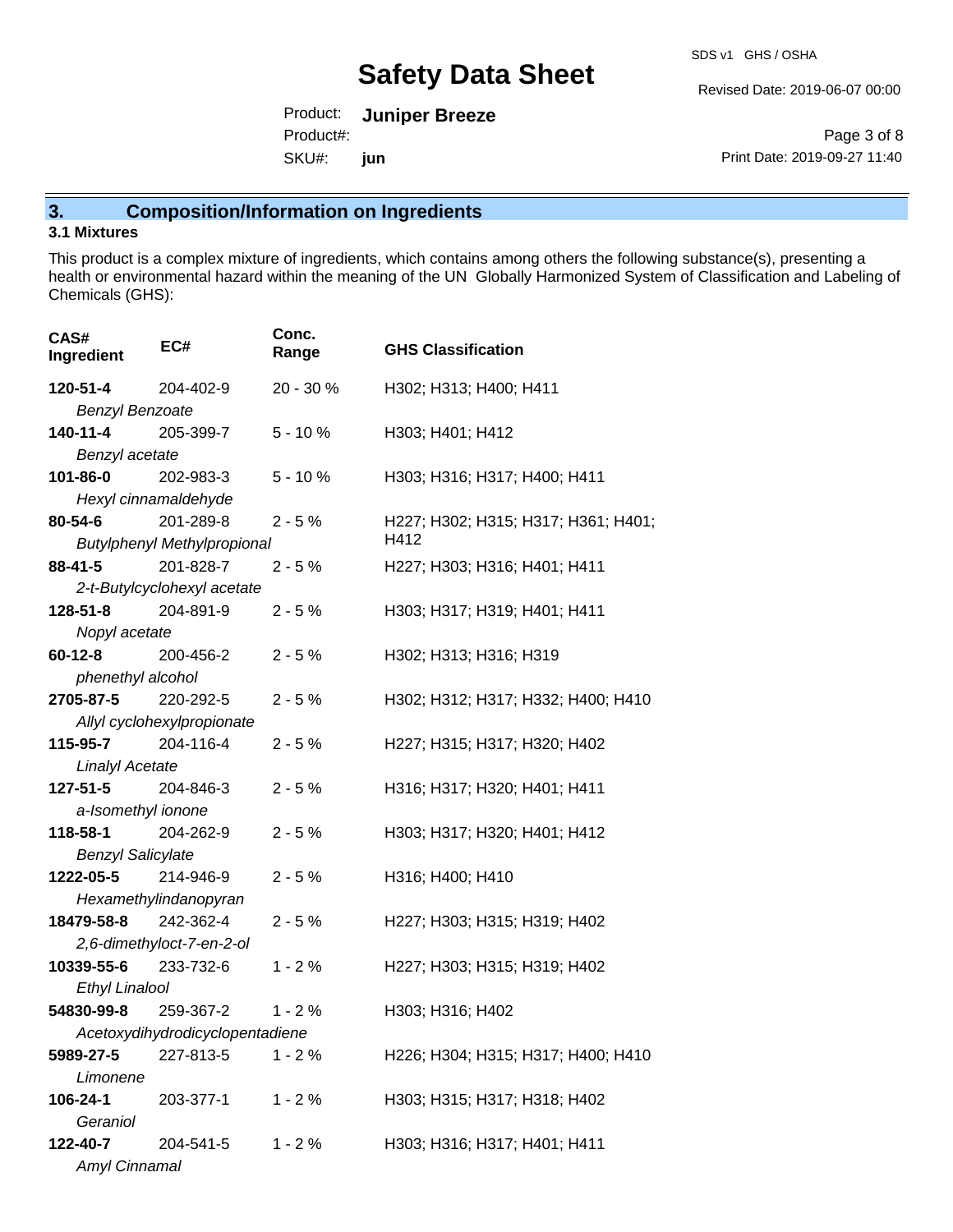## 3. Composition/Information on Ingredients

### 3.1 Mixtures

This product is a complex mixture of ingredients, which contains among others the following substance(s), presenting a health or environmental hazard within the meaning of the UN Globally Harmonized System of Classification and Labeling of Chemicals (GHS):

| CAS# Ingredient | EC# | Conc. Range | GHS Classification |
|---|---|---|---|
| **120-51-4** *Benzyl Benzoate* | 204-402-9 | 20 - 30 % | H302; H313; H400; H411 |
| **140-11-4** *Benzyl acetate* | 205-399-7 | 5 - 10 % | H303; H401; H412 |
| **101-86-0** *Hexyl cinnamaldehyde* | 202-983-3 | 5 - 10 % | H303; H316; H317; H400; H411 |
| **80-54-6** *Butylphenyl Methylpropional* | 201-289-8 | 2 - 5 % | H227; H302; H315; H317; H361; H401; H412 |
| **88-41-5** *2-t-Butylcyclohexyl acetate* | 201-828-7 | 2 - 5 % | H227; H303; H316; H401; H411 |
| **128-51-8** *Nopyl acetate* | 204-891-9 | 2 - 5 % | H303; H317; H319; H401; H411 |
| **60-12-8** *phenethyl alcohol* | 200-456-2 | 2 - 5 % | H302; H313; H316; H319 |
| **2705-87-5** *Allyl cyclohexylpropionate* | 220-292-5 | 2 - 5 % | H302; H312; H317; H332; H400; H410 |
| **115-95-7** *Linalyl Acetate* | 204-116-4 | 2 - 5 % | H227; H315; H317; H320; H402 |
| **127-51-5** *a-Isomethyl ionone* | 204-846-3 | 2 - 5 % | H316; H317; H320; H401; H411 |
| **118-58-1** *Benzyl Salicylate* | 204-262-9 | 2 - 5 % | H303; H317; H320; H401; H412 |
| **1222-05-5** *Hexamethylindanopyran* | 214-946-9 | 2 - 5 % | H316; H400; H410 |
| **18479-58-8** *2,6-dimethyloct-7-en-2-ol* | 242-362-4 | 2 - 5 % | H227; H303; H315; H319; H402 |
| **10339-55-6** *Ethyl Linalool* | 233-732-6 | 1 - 2 % | H227; H303; H315; H319; H402 |
| **54830-99-8** *Acetoxydihydrodicyclopentadiene* | 259-367-2 | 1 - 2 % | H303; H316; H402 |
| **5989-27-5** *Limonene* | 227-813-5 | 1 - 2 % | H226; H304; H315; H317; H400; H410 |
| **106-24-1** *Geraniol* | 203-377-1 | 1 - 2 % | H303; H315; H317; H318; H402 |
| **122-40-7** *Amyl Cinnamal* | 204-541-5 | 1 - 2 % | H303; H316; H317; H401; H411 |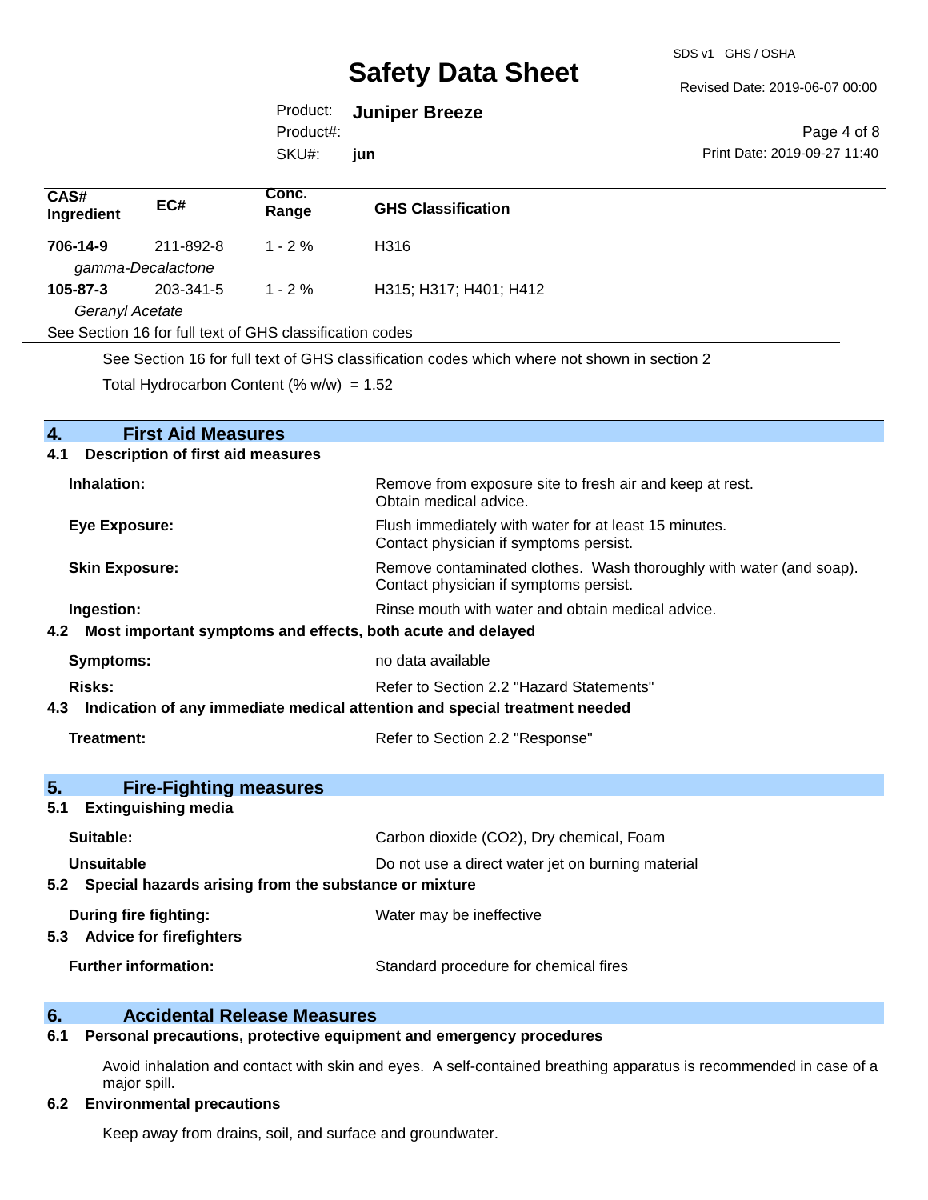| CAS# Ingredient | EC# | Conc. Range | GHS Classification |
|---|---|---|---|
| **706-14-9** | 211-892-8 | 1 - 2 % | H316 |
| *gamma-Decalactone* | | | |
| **105-87-3** | 203-341-5 | 1 - 2 % | H315; H317; H401; H412 |
| *Geranyl Acetate* | | | |

See Section 16 for full text of GHS classification codes

See Section 16 for full text of GHS classification codes which where not shown in section 2

Total Hydrocarbon Content (% w/w) = 1.52

## 4. First Aid Measures

### 4.1 Description of first aid measures

**Inhalation:** Remove from exposure site to fresh air and keep at rest. Obtain medical advice.

**Eye Exposure:** Flush immediately with water for at least 15 minutes. Contact physician if symptoms persist.

**Skin Exposure:** Remove contaminated clothes. Wash thoroughly with water (and soap). Contact physician if symptoms persist.

**Ingestion:** Rinse mouth with water and obtain medical advice.

### 4.2 Most important symptoms and effects, both acute and delayed

**Symptoms:** no data available

**Risks:** Refer to Section 2.2 "Hazard Statements"

### 4.3 Indication of any immediate medical attention and special treatment needed

**Treatment:** Refer to Section 2.2 "Response"

## 5. Fire-Fighting measures

### 5.1 Extinguishing media

**Suitable:** Carbon dioxide ($CO_2$), Dry chemical, Foam

**Unsuitable** Do not use a direct water jet on burning material

### 5.2 Special hazards arising from the substance or mixture

**During fire fighting:** Water may be ineffective

### 5.3 Advice for firefighters

**Further information:** Standard procedure for chemical fires

## 6. Accidental Release Measures

### 6.1 Personal precautions, protective equipment and emergency procedures

Avoid inhalation and contact with skin and eyes. A self-contained breathing apparatus is recommended in case of a major spill.

### 6.2 Environmental precautions

Keep away from drains, soil, and surface and groundwater.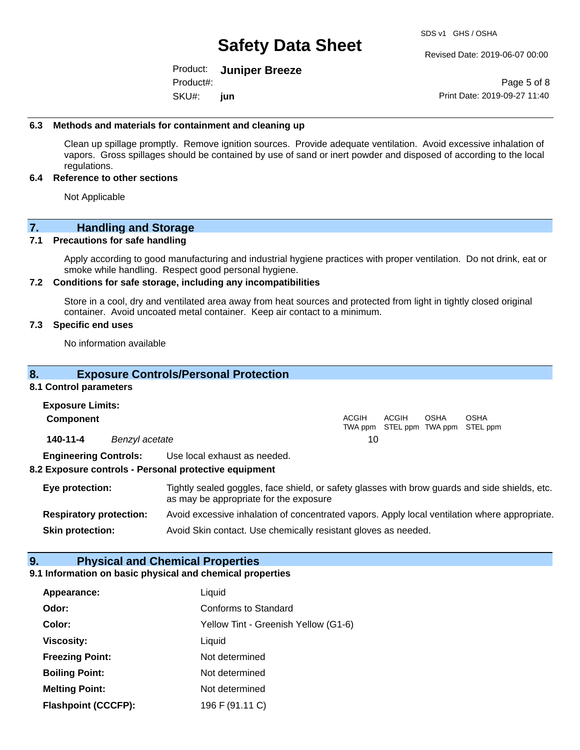### 6.3 Methods and materials for containment and cleaning up

Clean up spillage promptly. Remove ignition sources. Provide adequate ventilation. Avoid excessive inhalation of vapors. Gross spillages should be contained by use of sand or inert powder and disposed of according to the local regulations.

### 6.4 Reference to other sections

Not Applicable

## 7. Handling and Storage

### 7.1 Precautions for safe handling

Apply according to good manufacturing and industrial hygiene practices with proper ventilation. Do not drink, eat or smoke while handling. Respect good personal hygiene.

### 7.2 Conditions for safe storage, including any incompatibilities

Store in a cool, dry and ventilated area away from heat sources and protected from light in tightly closed original container. Avoid uncoated metal container. Keep air contact to a minimum.

### 7.3 Specific end uses

No information available

## 8. Exposure Controls/Personal Protection

### 8.1 Control parameters

**Exposure Limits:**

| Component | | ACGIH TWA ppm | ACGIH STEL ppm | OSHA TWA ppm | OSHA STEL ppm |
|---|---|---|---|---|---|
| **140-11-4** | *Benzyl acetate* | 10 | | | |

**Engineering Controls:** Use local exhaust as needed.

### 8.2 Exposure controls - Personal protective equipment

**Eye protection:** Tightly sealed goggles, face shield, or safety glasses with brow guards and side shields, etc. as may be appropriate for the exposure

**Respiratory protection:** Avoid excessive inhalation of concentrated vapors. Apply local ventilation where appropriate.

**Skin protection:** Avoid Skin contact. Use chemically resistant gloves as needed.

## 9. Physical and Chemical Properties

### 9.1 Information on basic physical and chemical properties

| | |
|---|---|
| **Appearance:** | Liquid |
| **Odor:** | Conforms to Standard |
| **Color:** | Yellow Tint - Greenish Yellow (G1-6) |
| **Viscosity:** | Liquid |
| **Freezing Point:** | Not determined |
| **Boiling Point:** | Not determined |
| **Melting Point:** | Not determined |
| **Flashpoint (CCCFP):** | 196 F (91.11 C) |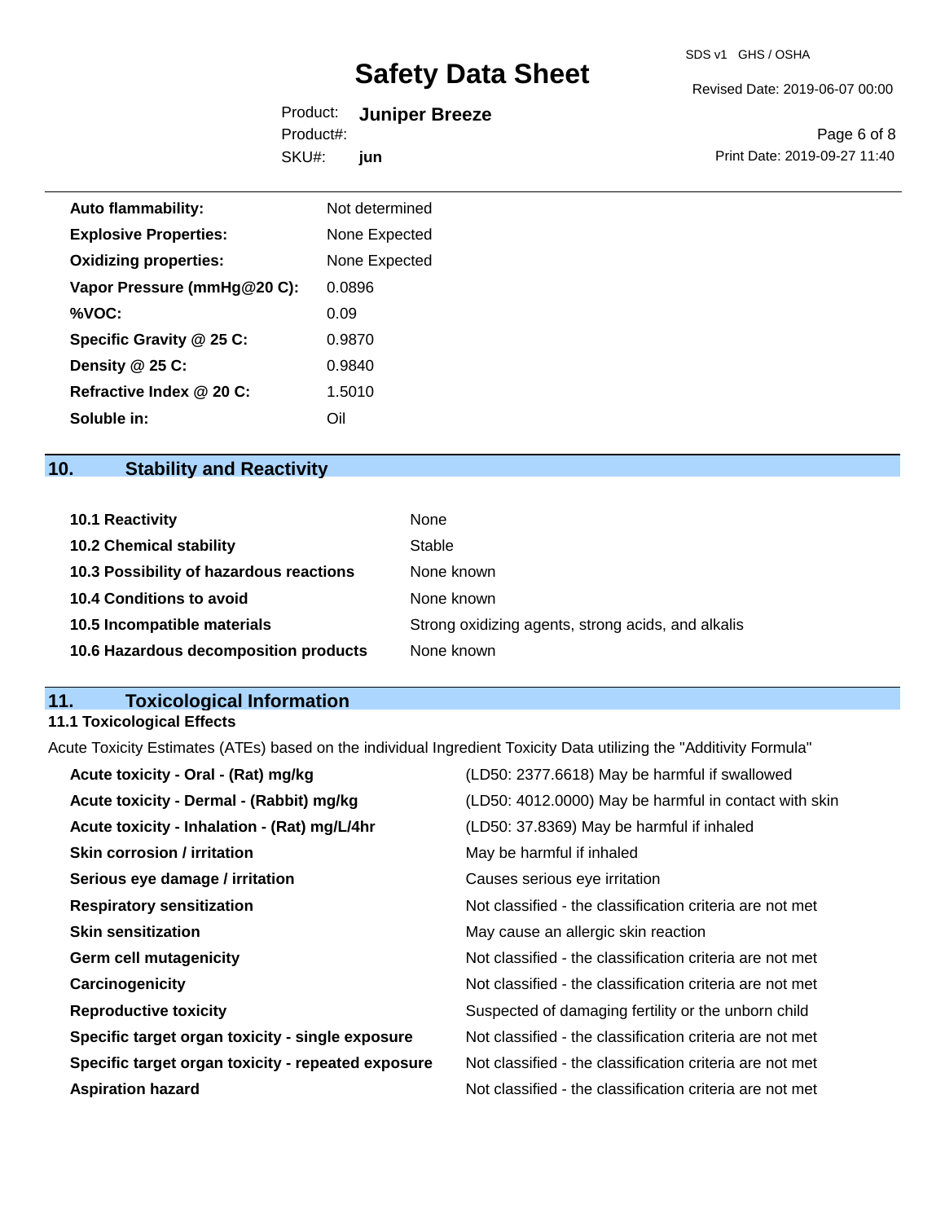| | |
|---|---|
| **Auto flammability:** | Not determined |
| **Explosive Properties:** | None Expected |
| **Oxidizing properties:** | None Expected |
| **Vapor Pressure (mmHg@20 C):** | 0.0896 |
| **%VOC:** | 0.09 |
| **Specific Gravity @ 25 C:** | 0.9870 |
| **Density @ 25 C:** | 0.9840 |
| **Refractive Index @ 20 C:** | 1.5010 |
| **Soluble in:** | Oil |

## 10. Stability and Reactivity

| | |
|---|---|
| **10.1 Reactivity** | None |
| **10.2 Chemical stability** | Stable |
| **10.3 Possibility of hazardous reactions** | None known |
| **10.4 Conditions to avoid** | None known |
| **10.5 Incompatible materials** | Strong oxidizing agents, strong acids, and alkalis |
| **10.6 Hazardous decomposition products** | None known |

## 11. Toxicological Information

### 11.1 Toxicological Effects

Acute Toxicity Estimates (ATEs) based on the individual Ingredient Toxicity Data utilizing the "Additivity Formula"

| | |
|---|---|
| **Acute toxicity - Oral - (Rat) mg/kg** | (LD50: 2377.6618) May be harmful if swallowed |
| **Acute toxicity - Dermal - (Rabbit) mg/kg** | (LD50: 4012.0000) May be harmful in contact with skin |
| **Acute toxicity - Inhalation - (Rat) mg/L/4hr** | (LD50: 37.8369) May be harmful if inhaled |
| **Skin corrosion / irritation** | May be harmful if inhaled |
| **Serious eye damage / irritation** | Causes serious eye irritation |
| **Respiratory sensitization** | Not classified - the classification criteria are not met |
| **Skin sensitization** | May cause an allergic skin reaction |
| **Germ cell mutagenicity** | Not classified - the classification criteria are not met |
| **Carcinogenicity** | Not classified - the classification criteria are not met |
| **Reproductive toxicity** | Suspected of damaging fertility or the unborn child |
| **Specific target organ toxicity - single exposure** | Not classified - the classification criteria are not met |
| **Specific target organ toxicity - repeated exposure** | Not classified - the classification criteria are not met |
| **Aspiration hazard** | Not classified - the classification criteria are not met |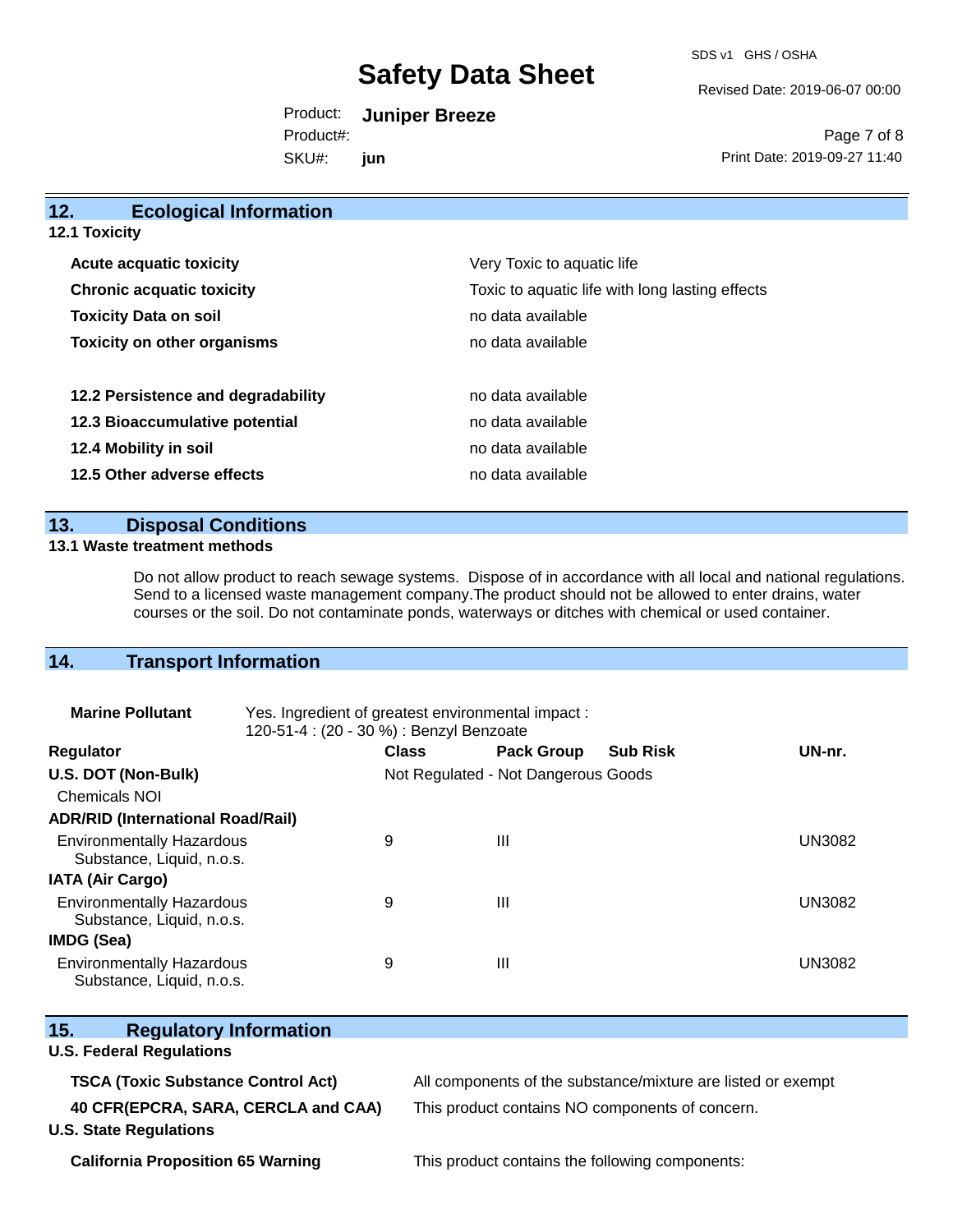## 12. Ecological Information

### 12.1 Toxicity

| | |
|---|---|
| **Acute acquatic toxicity** | Very Toxic to aquatic life |
| **Chronic acquatic toxicity** | Toxic to aquatic life with long lasting effects |
| **Toxicity Data on soil** | no data available |
| **Toxicity on other organisms** | no data available |

| | |
|---|---|
| **12.2 Persistence and degradability** | no data available |
| **12.3 Bioaccumulative potential** | no data available |
| **12.4 Mobility in soil** | no data available |
| **12.5 Other adverse effects** | no data available |

## 13. Disposal Conditions

### 13.1 Waste treatment methods

Do not allow product to reach sewage systems. Dispose of in accordance with all local and national regulations. Send to a licensed waste management company.The product should not be allowed to enter drains, water courses or the soil. Do not contaminate ponds, waterways or ditches with chemical or used container.

## 14. Transport Information

**Marine Pollutant** Yes. Ingredient of greatest environmental impact : 120-51-4 : (20 - 30 %) : Benzyl Benzoate

| Regulator | Class | Pack Group | Sub Risk | UN-nr. |
|---|---|---|---|---|
| **U.S. DOT (Non-Bulk)** | Not Regulated - Not Dangerous Goods | | | |
| Chemicals NOI | | | | |
| **ADR/RID (International Road/Rail)** | | | | |
| Environmentally Hazardous Substance, Liquid, n.o.s. | 9 | III | | UN3082 |
| **IATA (Air Cargo)** | | | | |
| Environmentally Hazardous Substance, Liquid, n.o.s. | 9 | III | | UN3082 |
| **IMDG (Sea)** | | | | |
| Environmentally Hazardous Substance, Liquid, n.o.s. | 9 | III | | UN3082 |

## 15. Regulatory Information

### U.S. Federal Regulations

| | |
|---|---|
| **TSCA (Toxic Substance Control Act)** | All components of the substance/mixture are listed or exempt |
| **40 CFR(EPCRA, SARA, CERCLA and CAA)** | This product contains NO components of concern. |

### U.S. State Regulations

| | |
|---|---|
| **California Proposition 65 Warning** | This product contains the following components: |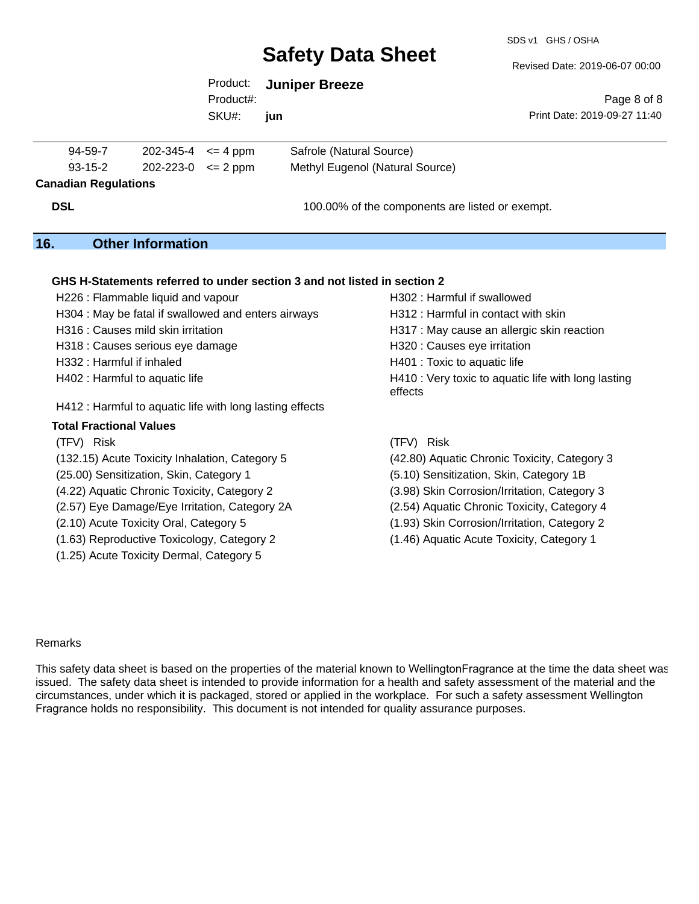| | | | |
|---|---|---|---|
| 94-59-7 | 202-345-4 | <= 4 ppm | Safrole (Natural Source) |
| 93-15-2 | 202-223-0 | <= 2 ppm | Methyl Eugenol (Natural Source) |

**Canadian Regulations**

**DSL** 100.00% of the components are listed or exempt.

## 16. Other Information

**GHS H-Statements referred to under section 3 and not listed in section 2**

H226 : Flammable liquid and vapour
H302 : Harmful if swallowed
H304 : May be fatal if swallowed and enters airways
H312 : Harmful in contact with skin
H316 : Causes mild skin irritation
H317 : May cause an allergic skin reaction
H318 : Causes serious eye damage
H320 : Causes eye irritation
H332 : Harmful if inhaled
H401 : Toxic to aquatic life
H402 : Harmful to aquatic life
H410 : Very toxic to aquatic life with long lasting effects
H412 : Harmful to aquatic life with long lasting effects

**Total Fractional Values**

| (TFV) Risk | (TFV) Risk |
|---|---|
| (132.15) Acute Toxicity Inhalation, Category 5 | (42.80) Aquatic Chronic Toxicity, Category 3 |
| (25.00) Sensitization, Skin, Category 1 | (5.10) Sensitization, Skin, Category 1B |
| (4.22) Aquatic Chronic Toxicity, Category 2 | (3.98) Skin Corrosion/Irritation, Category 3 |
| (2.57) Eye Damage/Eye Irritation, Category 2A | (2.54) Aquatic Chronic Toxicity, Category 4 |
| (2.10) Acute Toxicity Oral, Category 5 | (1.93) Skin Corrosion/Irritation, Category 2 |
| (1.63) Reproductive Toxicology, Category 2 | (1.46) Aquatic Acute Toxicity, Category 1 |
| (1.25) Acute Toxicity Dermal, Category 5 | |

Remarks

This safety data sheet is based on the properties of the material known to WellingtonFragrance at the time the data sheet was issued. The safety data sheet is intended to provide information for a health and safety assessment of the material and the circumstances, under which it is packaged, stored or applied in the workplace. For such a safety assessment Wellington Fragrance holds no responsibility. This document is not intended for quality assurance purposes.